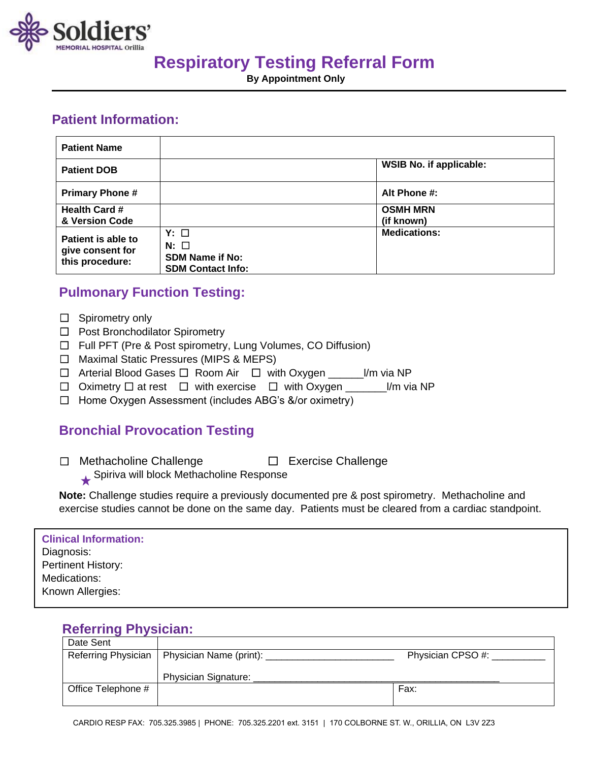Soldiers' MEMORIAL HOSPITAL Orillia

# Respiratory Testing Referral Form

**By Appointment Only**

## Patient Information:

| **Patient Name** | | |
|---|---|---|
| **Patient DOB** | | **WSIB No. if applicable:** |
| **Primary Phone #** | | **Alt Phone #:** |
| **Health Card # & Version Code** | | **OSMH MRN (if known)** |
| **Patient is able to give consent for this procedure:** | **Y:** ☐ **N:** ☐ **SDM Name if No:** **SDM Contact Info:** | **Medications:** |

## Pulmonary Function Testing:

- ☐ Spirometry only
- ☐ Post Bronchodilator Spirometry
- ☐ Full PFT (Pre & Post spirometry, Lung Volumes, CO Diffusion)
- ☐ Maximal Static Pressures (MIPS & MEPS)
- ☐ Arterial Blood Gases ☐ Room Air ☐ with Oxygen ______l/m via NP
- ☐ Oximetry ☐ at rest ☐ with exercise ☐ with Oxygen _______l/m via NP
- ☐ Home Oxygen Assessment (includes ABG's &/or oximetry)

## Bronchial Provocation Testing

☐ Methacholine Challenge ☐ Exercise Challenge

★ Spiriva will block Methacholine Response

**Note:** Challenge studies require a previously documented pre & post spirometry. Methacholine and exercise studies cannot be done on the same day. Patients must be cleared from a cardiac standpoint.

**Clinical Information:**
Diagnosis:
Pertinent History:
Medications:
Known Allergies:

## Referring Physician:

| Date Sent | | |
|---|---|---|
| Referring Physician | Physician Name (print): _______________________ Physician Signature: _____________________________________________ | Physician CPSO #: __________ |
| Office Telephone # | | Fax: |

CARDIO RESP FAX: 705.325.3985 | PHONE: 705.325.2201 ext. 3151 | 170 COLBORNE ST. W., ORILLIA, ON L3V 2Z3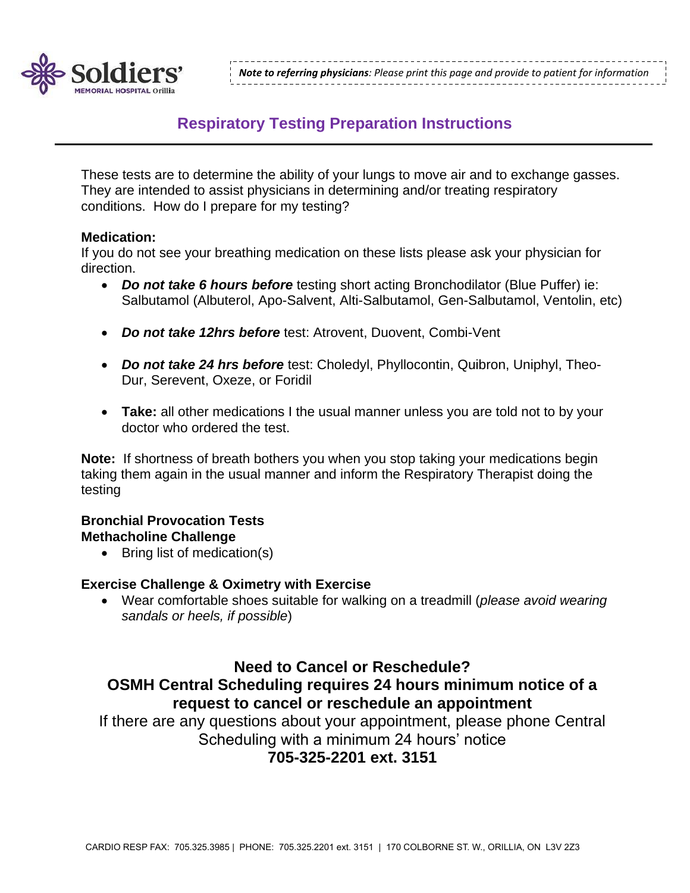Soldiers' MEMORIAL HOSPITAL Orillia

***Note to referring physicians**: Please print this page and provide to patient for information*

## Respiratory Testing Preparation Instructions

These tests are to determine the ability of your lungs to move air and to exchange gasses. They are intended to assist physicians in determining and/or treating respiratory conditions. How do I prepare for my testing?

**Medication:**
If you do not see your breathing medication on these lists please ask your physician for direction.

- ***Do not take 6 hours before*** testing short acting Bronchodilator (Blue Puffer) ie: Salbutamol (Albuterol, Apo-Salvent, Alti-Salbutamol, Gen-Salbutamol, Ventolin, etc)
- ***Do not take 12hrs before*** test: Atrovent, Duovent, Combi-Vent
- ***Do not take 24 hrs before*** test: Choledyl, Phyllocontin, Quibron, Uniphyl, Theo-Dur, Serevent, Oxeze, or Foridil
- **Take:** all other medications I the usual manner unless you are told not to by your doctor who ordered the test.

**Note:** If shortness of breath bothers you when you stop taking your medications begin taking them again in the usual manner and inform the Respiratory Therapist doing the testing

**Bronchial Provocation Tests**
**Methacholine Challenge**

- Bring list of medication(s)

**Exercise Challenge & Oximetry with Exercise**

- Wear comfortable shoes suitable for walking on a treadmill (*please avoid wearing sandals or heels, if possible*)

**Need to Cancel or Reschedule?**
**OSMH Central Scheduling requires 24 hours minimum notice of a request to cancel or reschedule an appointment**
If there are any questions about your appointment, please phone Central Scheduling with a minimum 24 hours' notice
**705-325-2201 ext. 3151**

CARDIO RESP FAX: 705.325.3985 | PHONE: 705.325.2201 ext. 3151 | 170 COLBORNE ST. W., ORILLIA, ON L3V 2Z3